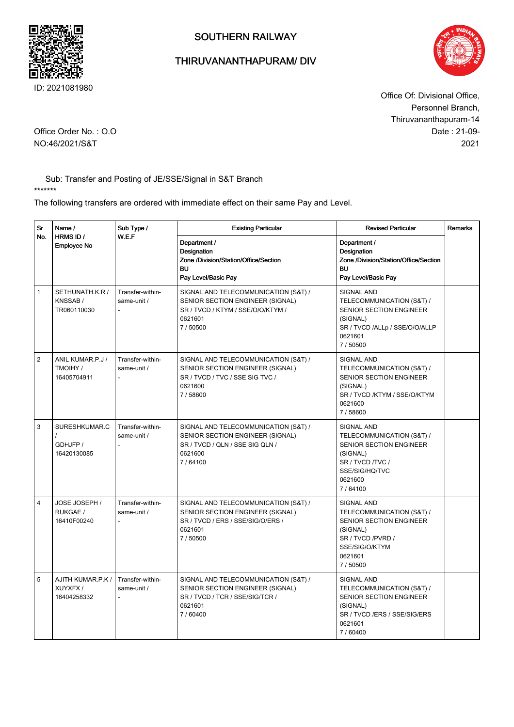ID: 2021081980

# SOUTHERN RAILWAY

## THIRUVANANTHAPURAM/ DIV

Office Of: Divisional Office,
Personnel Branch,
Thiruvananthapuram-14

Office Order No. : O.O NO:46/2021/S&T

Date : 21-09-2021

Sub: Transfer and Posting of JE/SSE/Signal in S&T Branch

*******

The following transfers are ordered with immediate effect on their same Pay and Level.

| Sr No. | Name / HRMS ID / Employee No | Sub Type / W.E.F | Existing Particular<br>Department / Designation<br>Zone /Division/Station/Office/Section<br>BU<br>Pay Level/Basic Pay | Revised Particular<br>Department / Designation<br>Zone /Division/Station/Office/Section<br>BU<br>Pay Level/Basic Pay | Remarks |
|---|---|---|---|---|---|
| 1 | SETHUNATH.K.R / KNSSAB / TR060110030 | Transfer-within-same-unit / - | SIGNAL AND TELECOMMUNICATION (S&T) / SENIOR SECTION ENGINEER (SIGNAL)<br>SR / TVCD / KTYM / SSE/O/O/KTYM /<br>0621601<br>7 / 50500 | SIGNAL AND TELECOMMUNICATION (S&T) / SENIOR SECTION ENGINEER (SIGNAL)<br>SR / TVCD /ALLp / SSE/O/O/ALLP<br>0621601<br>7 / 50500 | |
| 2 | ANIL KUMAR.P.J / TMOIHY / 16405704911 | Transfer-within-same-unit / - | SIGNAL AND TELECOMMUNICATION (S&T) / SENIOR SECTION ENGINEER (SIGNAL)<br>SR / TVCD / TVC / SSE SIG TVC /<br>0621600<br>7 / 58600 | SIGNAL AND TELECOMMUNICATION (S&T) / SENIOR SECTION ENGINEER (SIGNAL)<br>SR / TVCD /KTYM / SSE/O/KTYM<br>0621600<br>7 / 58600 | |
| 3 | SURESHKUMAR.C / GDHJFP / 16420130085 | Transfer-within-same-unit / - | SIGNAL AND TELECOMMUNICATION (S&T) / SENIOR SECTION ENGINEER (SIGNAL)<br>SR / TVCD / QLN / SSE SIG QLN /<br>0621600<br>7 / 64100 | SIGNAL AND TELECOMMUNICATION (S&T) / SENIOR SECTION ENGINEER (SIGNAL)<br>SR / TVCD /TVC / SSE/SIG/HQ/TVC<br>0621600<br>7 / 64100 | |
| 4 | JOSE JOSEPH / RUKGAE / 16410F00240 | Transfer-within-same-unit / - | SIGNAL AND TELECOMMUNICATION (S&T) / SENIOR SECTION ENGINEER (SIGNAL)<br>SR / TVCD / ERS / SSE/SIG/O/ERS /<br>0621601<br>7 / 50500 | SIGNAL AND TELECOMMUNICATION (S&T) / SENIOR SECTION ENGINEER (SIGNAL)<br>SR / TVCD /PVRD / SSE/SIG/O/KTYM<br>0621601<br>7 / 50500 | |
| 5 | AJITH KUMAR.P.K / XUYXFX / 16404258332 | Transfer-within-same-unit / - | SIGNAL AND TELECOMMUNICATION (S&T) / SENIOR SECTION ENGINEER (SIGNAL)<br>SR / TVCD / TCR / SSE/SIG/TCR /<br>0621601<br>7 / 60400 | SIGNAL AND TELECOMMUNICATION (S&T) / SENIOR SECTION ENGINEER (SIGNAL)<br>SR / TVCD /ERS / SSE/SIG/ERS<br>0621601<br>7 / 60400 | |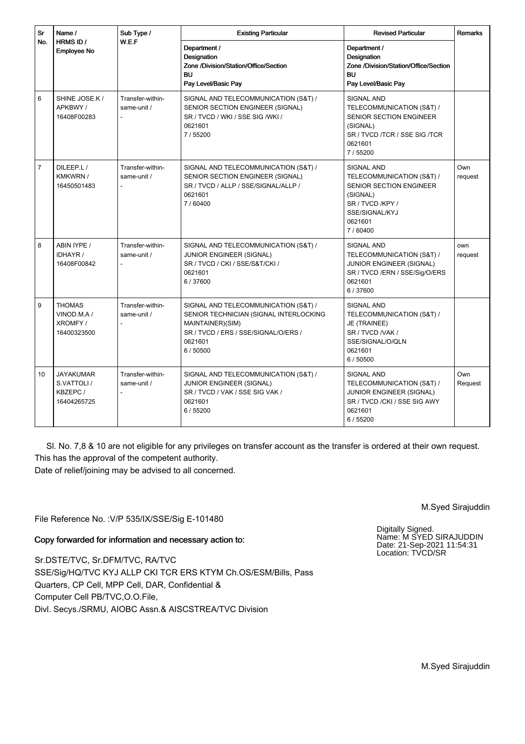| Sr No. | Name / HRMS ID / Employee No | Sub Type / W.E.F | Existing Particular | Revised Particular | Remarks |
|---|---|---|---|---|---|
| | | | Department / Designation Zone /Division/Station/Office/Section BU Pay Level/Basic Pay | Department / Designation Zone /Division/Station/Office/Section BU Pay Level/Basic Pay | |
| 6 | SHINE JOSE.K / APKBWY / 16408F00283 | Transfer-within-same-unit / - | SIGNAL AND TELECOMMUNICATION (S&T) / SENIOR SECTION ENGINEER (SIGNAL) SR / TVCD / WKI / SSE SIG /WKI / 0621601 7 / 55200 | SIGNAL AND TELECOMMUNICATION (S&T) / SENIOR SECTION ENGINEER (SIGNAL) SR / TVCD /TCR / SSE SIG /TCR 0621601 7 / 55200 | |
| 7 | DILEEP.L / KMKWRN / 16450501483 | Transfer-within-same-unit / - | SIGNAL AND TELECOMMUNICATION (S&T) / SENIOR SECTION ENGINEER (SIGNAL) SR / TVCD / ALLP / SSE/SIGNAL/ALLP / 0621601 7 / 60400 | SIGNAL AND TELECOMMUNICATION (S&T) / SENIOR SECTION ENGINEER (SIGNAL) SR / TVCD /KPY / SSE/SIGNAL/KYJ 0621601 7 / 60400 | Own request |
| 8 | ABIN IYPE / IDHAYR / 16408F00842 | Transfer-within-same-unit / - | SIGNAL AND TELECOMMUNICATION (S&T) / JUNIOR ENGINEER (SIGNAL) SR / TVCD / CKI / SSE/S&T/CKI / 0621601 6 / 37600 | SIGNAL AND TELECOMMUNICATION (S&T) / JUNIOR ENGINEER (SIGNAL) SR / TVCD /ERN / SSE/Sig/O/ERS 0621601 6 / 37600 | own request |
| 9 | THOMAS VINOD.M.A / XROMFY / 16400323500 | Transfer-within-same-unit / - | SIGNAL AND TELECOMMUNICATION (S&T) / SENIOR TECHNICIAN (SIGNAL INTERLOCKING MAINTAINER)(SIM) SR / TVCD / ERS / SSE/SIGNAL/O/ERS / 0621601 6 / 50500 | SIGNAL AND TELECOMMUNICATION (S&T) / JE (TRAINEE) SR / TVCD /VAK / SSE/SIGNAL/O/QLN 0621601 6 / 50500 | |
| 10 | JAYAKUMAR S.VATTOLI / KBZEPC / 16404265725 | Transfer-within-same-unit / - | SIGNAL AND TELECOMMUNICATION (S&T) / JUNIOR ENGINEER (SIGNAL) SR / TVCD / VAK / SSE SIG VAK / 0621601 6 / 55200 | SIGNAL AND TELECOMMUNICATION (S&T) / JUNIOR ENGINEER (SIGNAL) SR / TVCD /CKI / SSE SIG AWY 0621601 6 / 55200 | Own Request |

Sl. No. 7,8 & 10 are not eligible for any privileges on transfer account as the transfer is ordered at their own request.
This has the approval of the competent authority.
Date of relief/joining may be advised to all concerned.

M.Syed Sirajuddin

Digitally Signed.
Name: M SYED SIRAJUDDIN
Date: 21-Sep-2021 11:54:31
Location: TVCD/SR

File Reference No. :V/P 535/IX/SSE/Sig E-101480

**Copy forwarded for information and necessary action to:**

Sr.DSTE/TVC, Sr.DFM/TVC, RA/TVC
SSE/Sig/HQ/TVC KYJ ALLP CKI TCR ERS KTYM Ch.OS/ESM/Bills, Pass
Quarters, CP Cell, MPP Cell, DAR, Confidential &
Computer Cell PB/TVC,O.O.File,
Divl. Secys./SRMU, AIOBC Assn.& AISCSTREA/TVC Division

M.Syed Sirajuddin